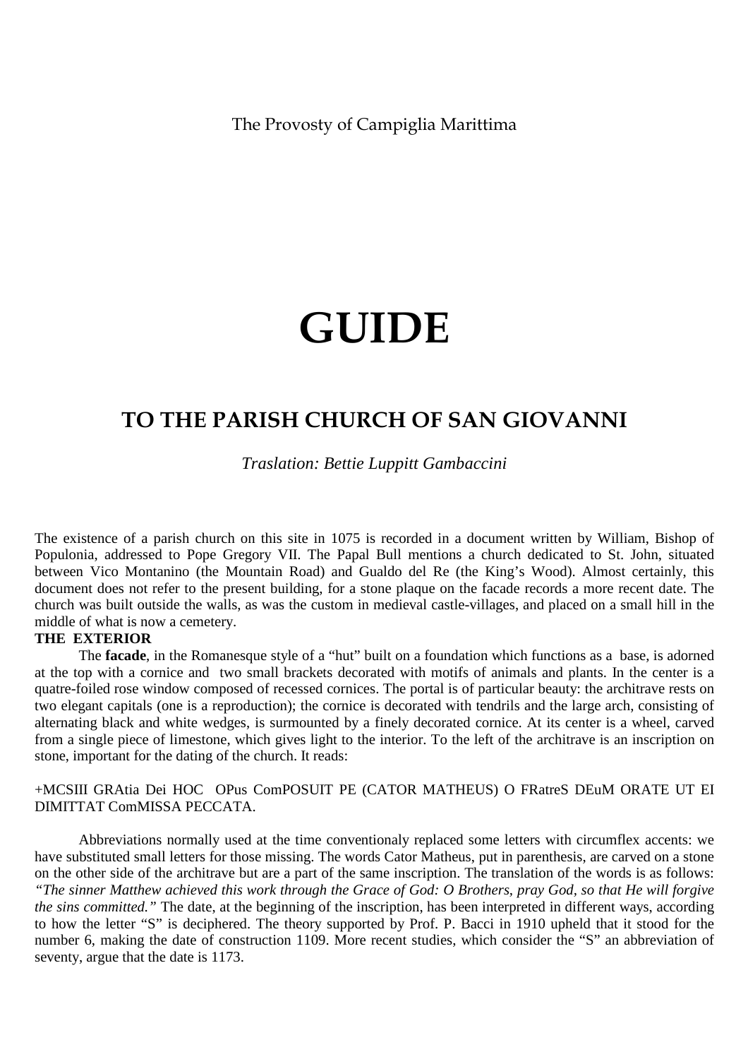The Provosty of Campiglia Marittima

# GUIDE

## TO THE PARISH CHURCH OF SAN GIOVANNI

*Traslation: Bettie Luppitt Gambaccini*

The existence of a parish church on this site in 1075 is recorded in a document written by William, Bishop of Populonia, addressed to Pope Gregory VII. The Papal Bull mentions a church dedicated to St. John, situated between Vico Montanino (the Mountain Road) and Gualdo del Re (the King's Wood). Almost certainly, this document does not refer to the present building, for a stone plaque on the facade records a more recent date. The church was built outside the walls, as was the custom in medieval castle-villages, and placed on a small hill in the middle of what is now a cemetery.

**THE EXTERIOR**

The **facade**, in the Romanesque style of a "hut" built on a foundation which functions as a base, is adorned at the top with a cornice and two small brackets decorated with motifs of animals and plants. In the center is a quatre-foiled rose window composed of recessed cornices. The portal is of particular beauty: the architrave rests on two elegant capitals (one is a reproduction); the cornice is decorated with tendrils and the large arch, consisting of alternating black and white wedges, is surmounted by a finely decorated cornice. At its center is a wheel, carved from a single piece of limestone, which gives light to the interior. To the left of the architrave is an inscription on stone, important for the dating of the church. It reads:

+MCSIII GRAtia Dei HOC OPus ComPOSUIT PE (CATOR MATHEUS) O FRatreS DEuM ORATE UT EI DIMITTAT ComMISSA PECCATA.

Abbreviations normally used at the time conventionaly replaced some letters with circumflex accents: we have substituted small letters for those missing. The words Cator Matheus, put in parenthesis, are carved on a stone on the other side of the architrave but are a part of the same inscription. The translation of the words is as follows: *"The sinner Matthew achieved this work through the Grace of God: O Brothers, pray God, so that He will forgive the sins committed."* The date, at the beginning of the inscription, has been interpreted in different ways, according to how the letter "S" is deciphered. The theory supported by Prof. P. Bacci in 1910 upheld that it stood for the number 6, making the date of construction 1109. More recent studies, which consider the "S" an abbreviation of seventy, argue that the date is 1173.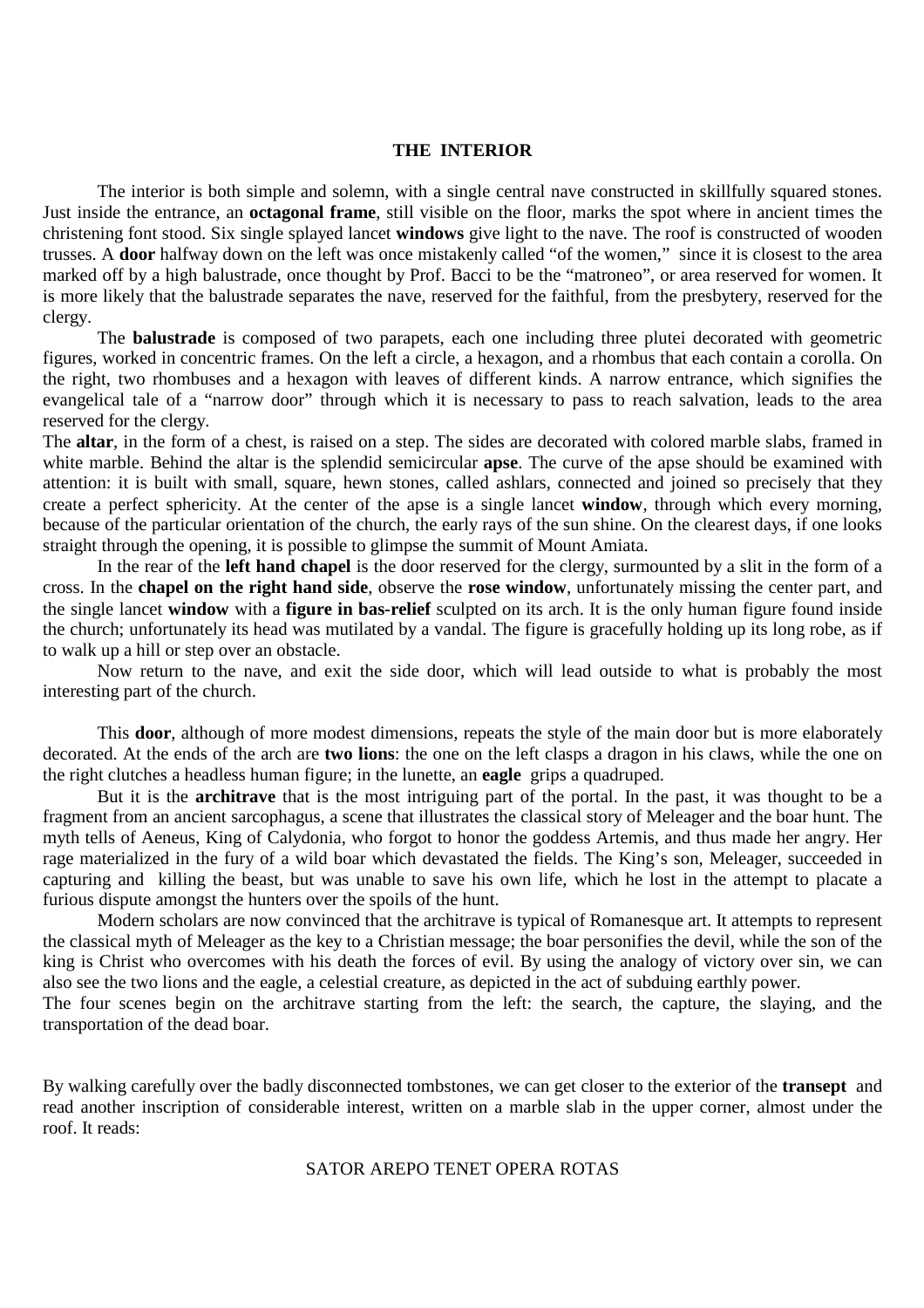## THE INTERIOR

The interior is both simple and solemn, with a single central nave constructed in skillfully squared stones. Just inside the entrance, an **octagonal frame**, still visible on the floor, marks the spot where in ancient times the christening font stood. Six single splayed lancet **windows** give light to the nave. The roof is constructed of wooden trusses. A **door** halfway down on the left was once mistakenly called "of the women," since it is closest to the area marked off by a high balustrade, once thought by Prof. Bacci to be the "matroneo", or area reserved for women. It is more likely that the balustrade separates the nave, reserved for the faithful, from the presbytery, reserved for the clergy.

The **balustrade** is composed of two parapets, each one including three plutei decorated with geometric figures, worked in concentric frames. On the left a circle, a hexagon, and a rhombus that each contain a corolla. On the right, two rhombuses and a hexagon with leaves of different kinds. A narrow entrance, which signifies the evangelical tale of a "narrow door" through which it is necessary to pass to reach salvation, leads to the area reserved for the clergy.

The **altar**, in the form of a chest, is raised on a step. The sides are decorated with colored marble slabs, framed in white marble. Behind the altar is the splendid semicircular **apse**. The curve of the apse should be examined with attention: it is built with small, square, hewn stones, called ashlars, connected and joined so precisely that they create a perfect sphericity. At the center of the apse is a single lancet **window**, through which every morning, because of the particular orientation of the church, the early rays of the sun shine. On the clearest days, if one looks straight through the opening, it is possible to glimpse the summit of Mount Amiata.

In the rear of the **left hand chapel** is the door reserved for the clergy, surmounted by a slit in the form of a cross. In the **chapel on the right hand side**, observe the **rose window**, unfortunately missing the center part, and the single lancet **window** with a **figure in bas-relief** sculpted on its arch. It is the only human figure found inside the church; unfortunately its head was mutilated by a vandal. The figure is gracefully holding up its long robe, as if to walk up a hill or step over an obstacle.

Now return to the nave, and exit the side door, which will lead outside to what is probably the most interesting part of the church.

This **door**, although of more modest dimensions, repeats the style of the main door but is more elaborately decorated. At the ends of the arch are **two lions**: the one on the left clasps a dragon in his claws, while the one on the right clutches a headless human figure; in the lunette, an **eagle** grips a quadruped.

But it is the **architrave** that is the most intriguing part of the portal. In the past, it was thought to be a fragment from an ancient sarcophagus, a scene that illustrates the classical story of Meleager and the boar hunt. The myth tells of Aeneus, King of Calydonia, who forgot to honor the goddess Artemis, and thus made her angry. Her rage materialized in the fury of a wild boar which devastated the fields. The King's son, Meleager, succeeded in capturing and killing the beast, but was unable to save his own life, which he lost in the attempt to placate a furious dispute amongst the hunters over the spoils of the hunt.

Modern scholars are now convinced that the architrave is typical of Romanesque art. It attempts to represent the classical myth of Meleager as the key to a Christian message; the boar personifies the devil, while the son of the king is Christ who overcomes with his death the forces of evil. By using the analogy of victory over sin, we can also see the two lions and the eagle, a celestial creature, as depicted in the act of subduing earthly power.

The four scenes begin on the architrave starting from the left: the search, the capture, the slaying, and the transportation of the dead boar.

By walking carefully over the badly disconnected tombstones, we can get closer to the exterior of the **transept** and read another inscription of considerable interest, written on a marble slab in the upper corner, almost under the roof. It reads:

SATOR AREPO TENET OPERA ROTAS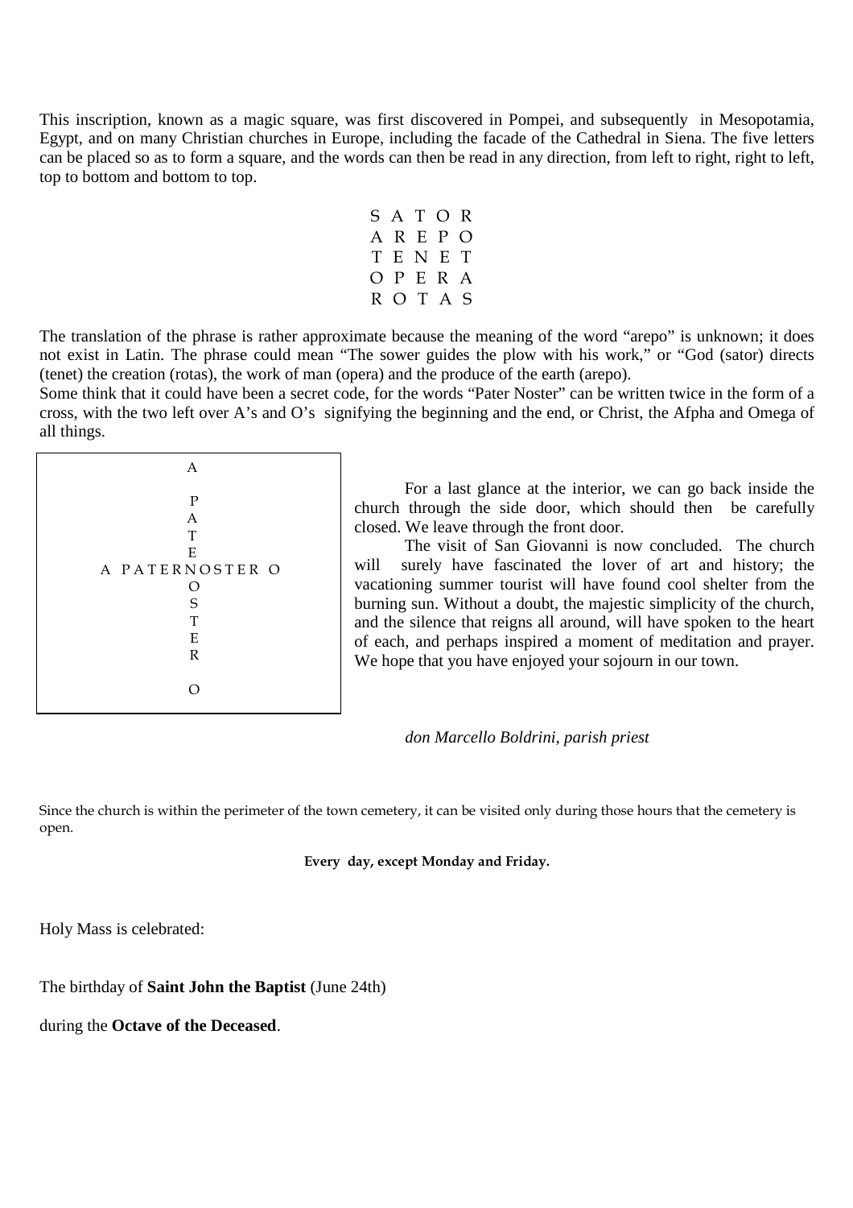This inscription, known as a magic square, was first discovered in Pompei, and subsequently in Mesopotamia, Egypt, and on many Christian churches in Europe, including the facade of the Cathedral in Siena. The five letters can be placed so as to form a square, and the words can then be read in any direction, from left to right, right to left, top to bottom and bottom to top.

```
S A T O R
A R E P O
T E N E T
O P E R A
R O T A S
```

The translation of the phrase is rather approximate because the meaning of the word "arepo" is unknown; it does not exist in Latin. The phrase could mean "The sower guides the plow with his work," or "God (sator) directs (tenet) the creation (rotas), the work of man (opera) and the produce of the earth (arepo).

Some think that it could have been a secret code, for the words "Pater Noster" can be written twice in the form of a cross, with the two left over A's and O's signifying the beginning and the end, or Christ, the Afpha and Omega of all things.

```
           A

           P
           A
           T
           E
A P A T E R N O S T E R O
           O
           S
           T
           E
           R

           O
```

For a last glance at the interior, we can go back inside the church through the side door, which should then be carefully closed. We leave through the front door.

The visit of San Giovanni is now concluded. The church will surely have fascinated the lover of art and history; the vacationing summer tourist will have found cool shelter from the burning sun. Without a doubt, the majestic simplicity of the church, and the silence that reigns all around, will have spoken to the heart of each, and perhaps inspired a moment of meditation and prayer. We hope that you have enjoyed your sojourn in our town.

*don Marcello Boldrini, parish priest*

Since the church is within the perimeter of the town cemetery, it can be visited only during those hours that the cemetery is open.

**Every day, except Monday and Friday.**

Holy Mass is celebrated:

The birthday of **Saint John the Baptist** (June 24th)

during the **Octave of the Deceased**.